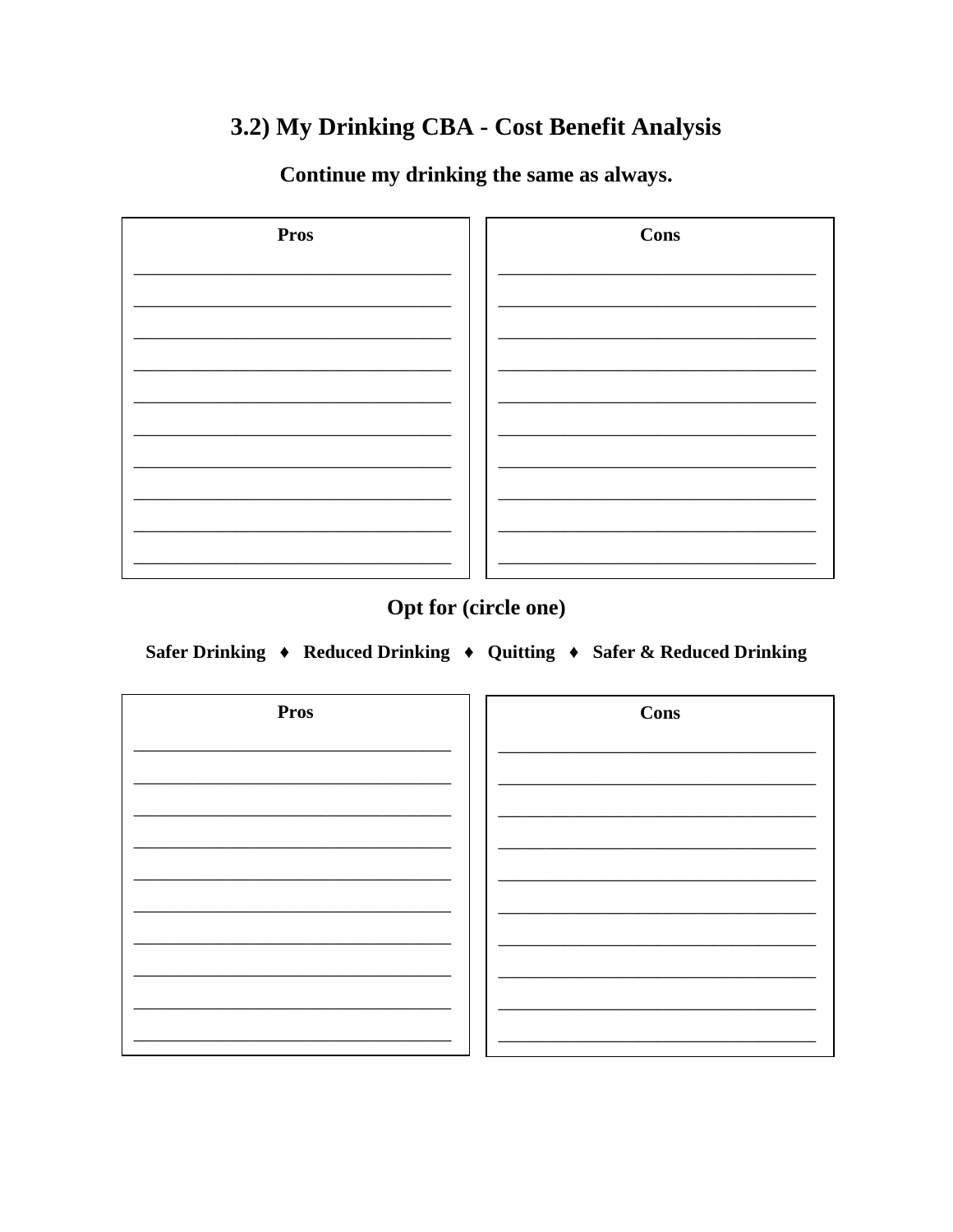## 3.2) My Drinking CBA - Cost Benefit Analysis

### Continue my drinking the same as always.

| Pros | Cons |
| --- | --- |
| ___________________________________ | ___________________________________ |
| ___________________________________ | ___________________________________ |
| ___________________________________ | ___________________________________ |
| ___________________________________ | ___________________________________ |
| ___________________________________ | ___________________________________ |
| ___________________________________ | ___________________________________ |
| ___________________________________ | ___________________________________ |
| ___________________________________ | ___________________________________ |
| ___________________________________ | ___________________________________ |
| ___________________________________ | ___________________________________ |

### Opt for (circle one)

**Safer Drinking ♦ Reduced Drinking ♦ Quitting ♦ Safer & Reduced Drinking**

| Pros | Cons |
| --- | --- |
| ___________________________________ | ___________________________________ |
| ___________________________________ | ___________________________________ |
| ___________________________________ | ___________________________________ |
| ___________________________________ | ___________________________________ |
| ___________________________________ | ___________________________________ |
| ___________________________________ | ___________________________________ |
| ___________________________________ | ___________________________________ |
| ___________________________________ | ___________________________________ |
| ___________________________________ | ___________________________________ |
| ___________________________________ | ___________________________________ |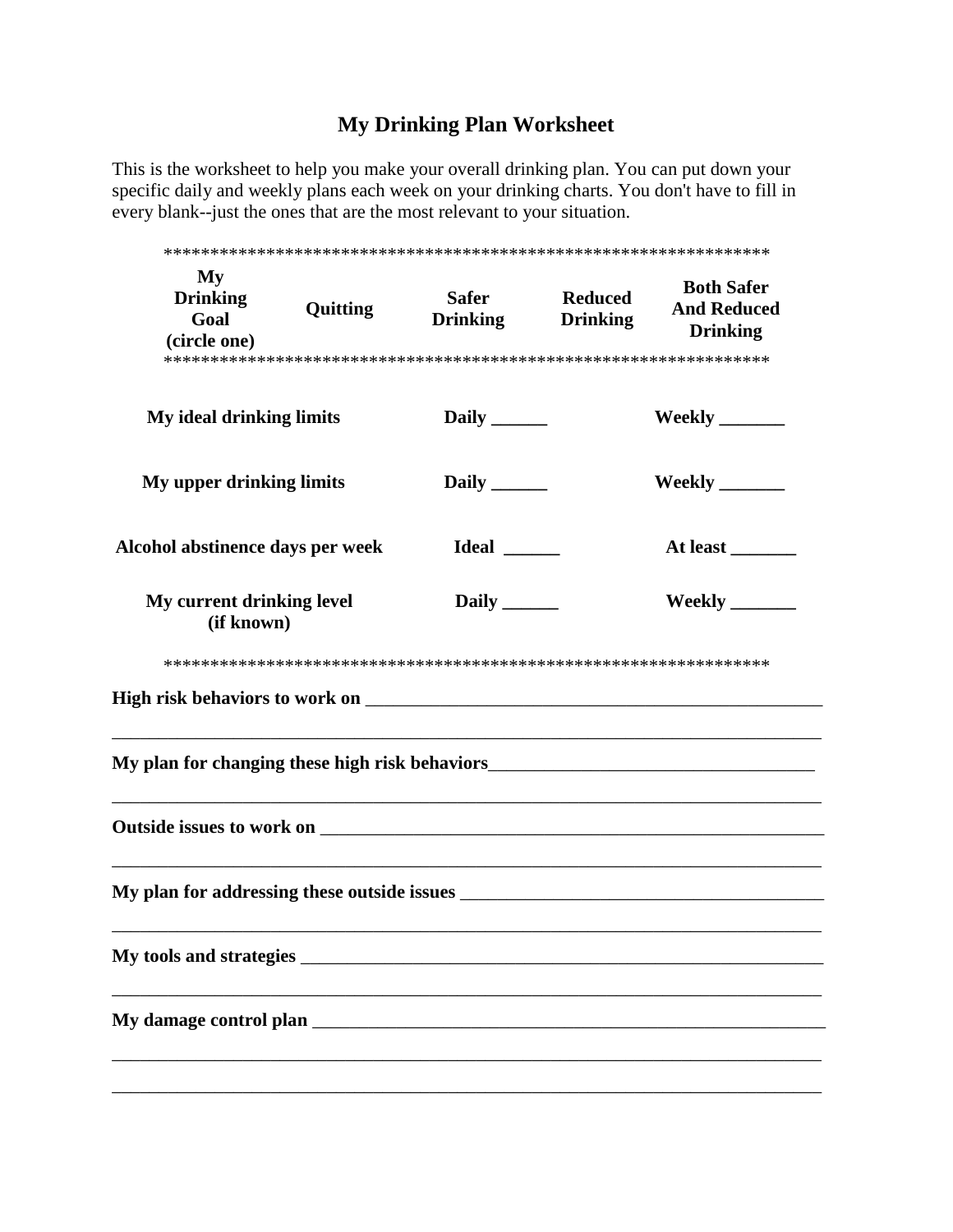# My Drinking Plan Worksheet

This is the worksheet to help you make your overall drinking plan. You can put down your specific daily and weekly plans each week on your drinking charts. You don't have to fill in every blank--just the ones that are the most relevant to your situation.

*******************************************************************

| **My Drinking Goal (circle one)** | **Quitting** | **Safer Drinking** | **Reduced Drinking** | **Both Safer And Reduced Drinking** |
|---|---|---|---|---|

*******************************************************************

| | | |
|---|---|---|
| **My ideal drinking limits** | **Daily ______** | **Weekly _______** |
| **My upper drinking limits** | **Daily ______** | **Weekly _______** |
| **Alcohol abstinence days per week** | **Ideal ______** | **At least _______** |
| **My current drinking level (if known)** | **Daily ______** | **Weekly _______** |

*******************************************************************

**High risk behaviors to work on** ___________________________________________________

_____________________________________________________________________________

**My plan for changing these high risk behaviors**___________________________________

_____________________________________________________________________________

**Outside issues to work on** _______________________________________________________

_____________________________________________________________________________

**My plan for addressing these outside issues** _____________________________________

_____________________________________________________________________________

**My tools and strategies** _________________________________________________________

_____________________________________________________________________________

**My damage control plan** _________________________________________________________

_____________________________________________________________________________

_____________________________________________________________________________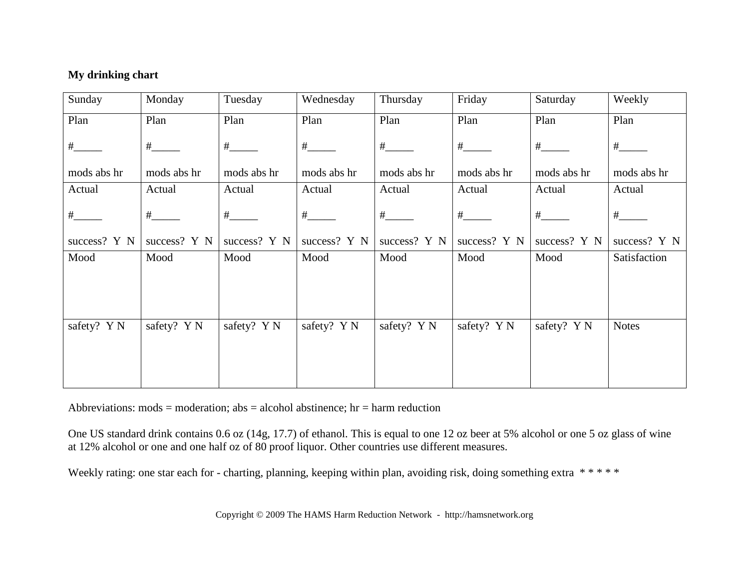**My drinking chart**

| Sunday | Monday | Tuesday | Wednesday | Thursday | Friday | Saturday | Weekly |
|---|---|---|---|---|---|---|---|
| Plan<br><br>#_____<br><br>mods abs hr | Plan<br><br>#_____<br><br>mods abs hr | Plan<br><br>#_____<br><br>mods abs hr | Plan<br><br>#_____<br><br>mods abs hr | Plan<br><br>#_____<br><br>mods abs hr | Plan<br><br>#_____<br><br>mods abs hr | Plan<br><br>#_____<br><br>mods abs hr | Plan<br><br>#_____<br><br>mods abs hr |
| Actual<br><br>#_____<br><br>success? Y N | Actual<br><br>#_____<br><br>success? Y N | Actual<br><br>#_____<br><br>success? Y N | Actual<br><br>#_____<br><br>success? Y N | Actual<br><br>#_____<br><br>success? Y N | Actual<br><br>#_____<br><br>success? Y N | Actual<br><br>#_____<br><br>success? Y N | Actual<br><br>#_____<br><br>success? Y N |
| Mood | Mood | Mood | Mood | Mood | Mood | Mood | Satisfaction |
| safety? Y N | safety? Y N | safety? Y N | safety? Y N | safety? Y N | safety? Y N | safety? Y N | Notes |

Abbreviations: mods = moderation; abs = alcohol abstinence; hr = harm reduction

One US standard drink contains 0.6 oz (14g, 17.7) of ethanol. This is equal to one 12 oz beer at 5% alcohol or one 5 oz glass of wine at 12% alcohol or one and one half oz of 80 proof liquor. Other countries use different measures.

Weekly rating: one star each for - charting, planning, keeping within plan, avoiding risk, doing something extra * * * * *

Copyright © 2009 The HAMS Harm Reduction Network - http://hamsnetwork.org